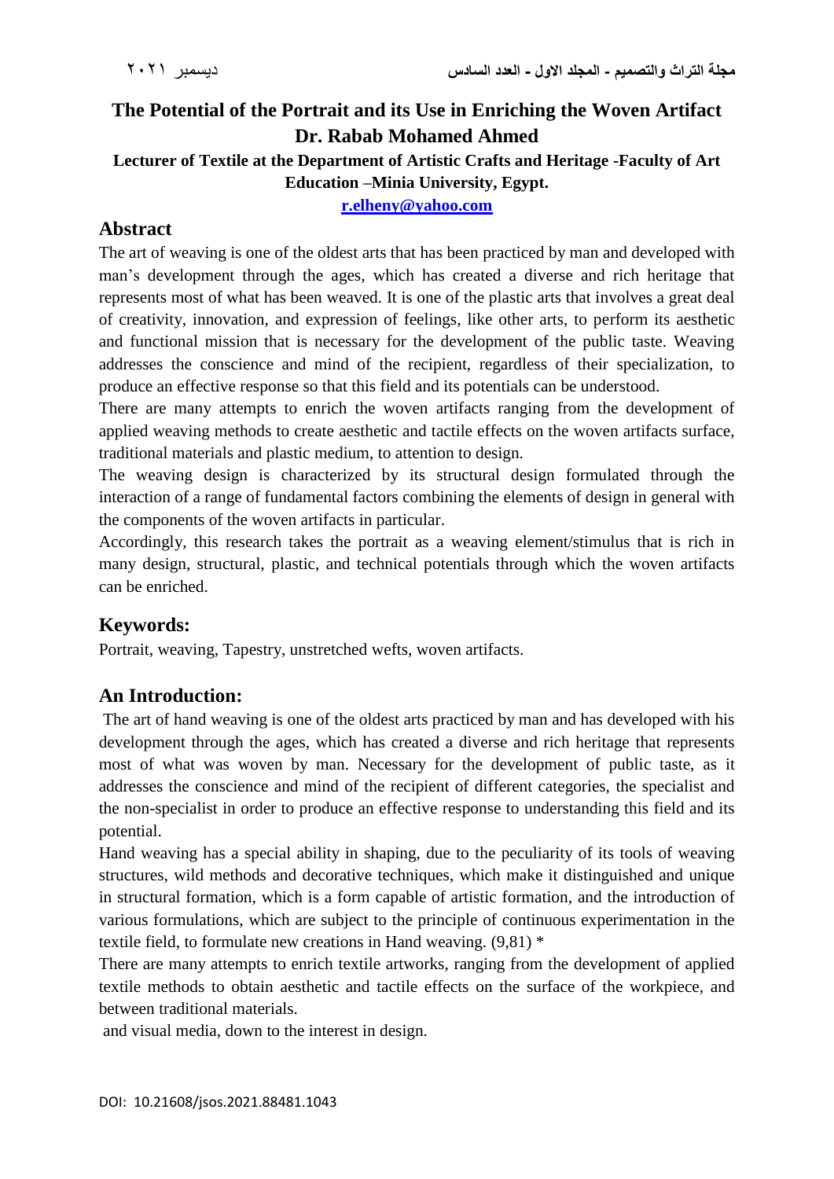# The Potential of the Portrait and its Use in Enriching the Woven Artifact

**Dr. Rabab Mohamed Ahmed**

**Lecturer of Textile at the Department of Artistic Crafts and Heritage -Faculty of Art Education –Minia University, Egypt.**

**r.elheny@yahoo.com**

## Abstract

The art of weaving is one of the oldest arts that has been practiced by man and developed with man's development through the ages, which has created a diverse and rich heritage that represents most of what has been weaved. It is one of the plastic arts that involves a great deal of creativity, innovation, and expression of feelings, like other arts, to perform its aesthetic and functional mission that is necessary for the development of the public taste. Weaving addresses the conscience and mind of the recipient, regardless of their specialization, to produce an effective response so that this field and its potentials can be understood.

There are many attempts to enrich the woven artifacts ranging from the development of applied weaving methods to create aesthetic and tactile effects on the woven artifacts surface, traditional materials and plastic medium, to attention to design.

The weaving design is characterized by its structural design formulated through the interaction of a range of fundamental factors combining the elements of design in general with the components of the woven artifacts in particular.

Accordingly, this research takes the portrait as a weaving element/stimulus that is rich in many design, structural, plastic, and technical potentials through which the woven artifacts can be enriched.

## Keywords:

Portrait, weaving, Tapestry, unstretched wefts, woven artifacts.

## An Introduction:

The art of hand weaving is one of the oldest arts practiced by man and has developed with his development through the ages, which has created a diverse and rich heritage that represents most of what was woven by man. Necessary for the development of public taste, as it addresses the conscience and mind of the recipient of different categories, the specialist and the non-specialist in order to produce an effective response to understanding this field and its potential.

Hand weaving has a special ability in shaping, due to the peculiarity of its tools of weaving structures, wild methods and decorative techniques, which make it distinguished and unique in structural formation, which is a form capable of artistic formation, and the introduction of various formulations, which are subject to the principle of continuous experimentation in the textile field, to formulate new creations in Hand weaving. (9,81) *

There are many attempts to enrich textile artworks, ranging from the development of applied textile methods to obtain aesthetic and tactile effects on the surface of the workpiece, and between traditional materials.

and visual media, down to the interest in design.

DOI: 10.21608/jsos.2021.88481.1043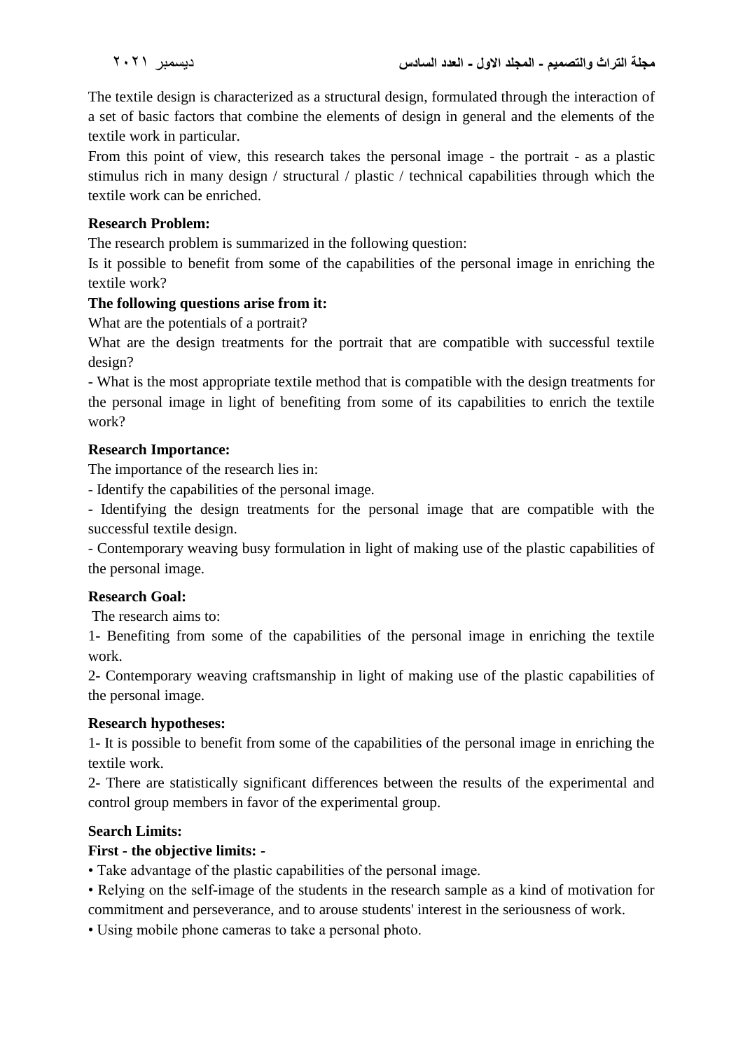The textile design is characterized as a structural design, formulated through the interaction of a set of basic factors that combine the elements of design in general and the elements of the textile work in particular.

From this point of view, this research takes the personal image - the portrait - as a plastic stimulus rich in many design / structural / plastic / technical capabilities through which the textile work can be enriched.

**Research Problem:**

The research problem is summarized in the following question:

Is it possible to benefit from some of the capabilities of the personal image in enriching the textile work?

**The following questions arise from it:**

What are the potentials of a portrait?

What are the design treatments for the portrait that are compatible with successful textile design?

- What is the most appropriate textile method that is compatible with the design treatments for the personal image in light of benefiting from some of its capabilities to enrich the textile work?

**Research Importance:**

The importance of the research lies in:

- Identify the capabilities of the personal image.
- Identifying the design treatments for the personal image that are compatible with the successful textile design.
- Contemporary weaving busy formulation in light of making use of the plastic capabilities of the personal image.

**Research Goal:**

The research aims to:

1- Benefiting from some of the capabilities of the personal image in enriching the textile work.

2- Contemporary weaving craftsmanship in light of making use of the plastic capabilities of the personal image.

**Research hypotheses:**

1- It is possible to benefit from some of the capabilities of the personal image in enriching the textile work.

2- There are statistically significant differences between the results of the experimental and control group members in favor of the experimental group.

**Search Limits:**

**First - the objective limits:** -

- Take advantage of the plastic capabilities of the personal image.
- Relying on the self-image of the students in the research sample as a kind of motivation for commitment and perseverance, and to arouse students' interest in the seriousness of work.
- Using mobile phone cameras to take a personal photo.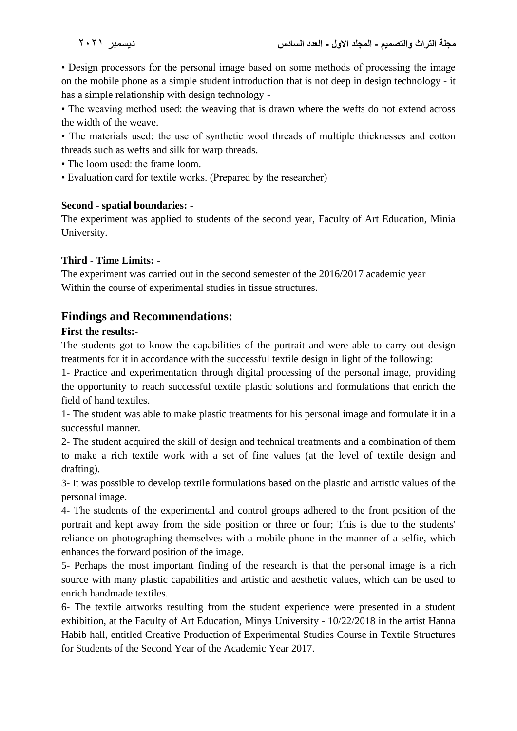• Design processors for the personal image based on some methods of processing the image on the mobile phone as a simple student introduction that is not deep in design technology - it has a simple relationship with design technology -

• The weaving method used: the weaving that is drawn where the wefts do not extend across the width of the weave.

• The materials used: the use of synthetic wool threads of multiple thicknesses and cotton threads such as wefts and silk for warp threads.

• The loom used: the frame loom.

• Evaluation card for textile works. (Prepared by the researcher)

**Second - spatial boundaries: -**

The experiment was applied to students of the second year, Faculty of Art Education, Minia University.

**Third - Time Limits: -**

The experiment was carried out in the second semester of the 2016/2017 academic year
Within the course of experimental studies in tissue structures.

## Findings and Recommendations:

**First the results:-**

The students got to know the capabilities of the portrait and were able to carry out design treatments for it in accordance with the successful textile design in light of the following:

1- Practice and experimentation through digital processing of the personal image, providing the opportunity to reach successful textile plastic solutions and formulations that enrich the field of hand textiles.

1- The student was able to make plastic treatments for his personal image and formulate it in a successful manner.

2- The student acquired the skill of design and technical treatments and a combination of them to make a rich textile work with a set of fine values (at the level of textile design and drafting).

3- It was possible to develop textile formulations based on the plastic and artistic values of the personal image.

4- The students of the experimental and control groups adhered to the front position of the portrait and kept away from the side position or three or four; This is due to the students' reliance on photographing themselves with a mobile phone in the manner of a selfie, which enhances the forward position of the image.

5- Perhaps the most important finding of the research is that the personal image is a rich source with many plastic capabilities and artistic and aesthetic values, which can be used to enrich handmade textiles.

6- The textile artworks resulting from the student experience were presented in a student exhibition, at the Faculty of Art Education, Minya University - 10/22/2018 in the artist Hanna Habib hall, entitled Creative Production of Experimental Studies Course in Textile Structures for Students of the Second Year of the Academic Year 2017.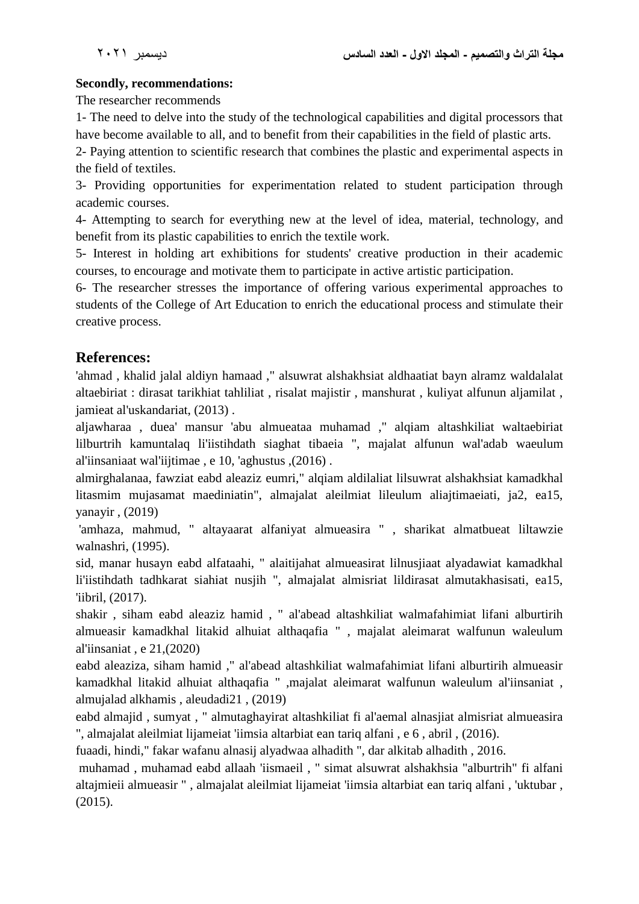**Secondly, recommendations:**

The researcher recommends

1- The need to delve into the study of the technological capabilities and digital processors that have become available to all, and to benefit from their capabilities in the field of plastic arts.

2- Paying attention to scientific research that combines the plastic and experimental aspects in the field of textiles.

3- Providing opportunities for experimentation related to student participation through academic courses.

4- Attempting to search for everything new at the level of idea, material, technology, and benefit from its plastic capabilities to enrich the textile work.

5- Interest in holding art exhibitions for students' creative production in their academic courses, to encourage and motivate them to participate in active artistic participation.

6- The researcher stresses the importance of offering various experimental approaches to students of the College of Art Education to enrich the educational process and stimulate their creative process.

## References:

'ahmad , khalid jalal aldiyn hamaad ," alsuwrat alshakhsiat aldhaatiat bayn alramz waldalalat altaebiriat : dirasat tarikhiat tahliliat , risalat majistir , manshurat , kuliyat alfunun aljamilat , jamieat al'uskandariat, (2013) .

aljawharaa , duea' mansur 'abu almueataa muhamad ," alqiam altashkiliat waltaebiriat lilburtrih kamuntalaq li'iistihdath siaghat tibaeia ", majalat alfunun wal'adab waeulum al'iinsaniaat wal'iijtimae , e 10, 'aghustus ,(2016) .

almirghalanaa, fawziat eabd aleaziz eumri," alqiam aldilaliat lilsuwrat alshakhsiat kamadkhal litasmim mujasamat maediniatin", almajalat aleilmiat lileulum aliajtimaeiati, ja2, ea15, yanayir , (2019)

'amhaza, mahmud, " altayaarat alfaniyat almueasira " , sharikat almatbueat liltawzie walnashri, (1995).

sid, manar husayn eabd alfataahi, " alaitijahat almueasirat lilnusjiaat alyadawiat kamadkhal li'iistihdath tadhkarat siahiat nusjih ", almajalat almisriat lildirasat almutakhasisati, ea15, 'iibril, (2017).

shakir , siham eabd aleaziz hamid , " al'abead altashkiliat walmafahimiat lifani alburtirih almueasir kamadkhal litakid alhuiat althaqafia " , majalat aleimarat walfunun waleulum al'iinsaniat , e 21,(2020)

eabd aleaziza, siham hamid ," al'abead altashkiliat walmafahimiat lifani alburtirih almueasir kamadkhal litakid alhuiat althaqafia " ,majalat aleimarat walfunun waleulum al'iinsaniat , almujalad alkhamis , aleudadi21 , (2019)

eabd almajid , sumyat , " almutaghayirat altashkiliat fi al'aemal alnasjiat almisriat almueasira ", almajalat aleilmiat lijameiat 'iimsia altarbiat ean tariq alfani , e 6 , abril , (2016).

fuaadi, hindi," fakar wafanu alnasij alyadwaa alhadith ", dar alkitab alhadith , 2016.

muhamad , muhamad eabd allaah 'iismaeil , " simat alsuwrat alshakhsia "alburtrih" fi alfani altajmieii almueasir " , almajalat aleilmiat lijameiat 'iimsia altarbiat ean tariq alfani , 'uktubar , (2015).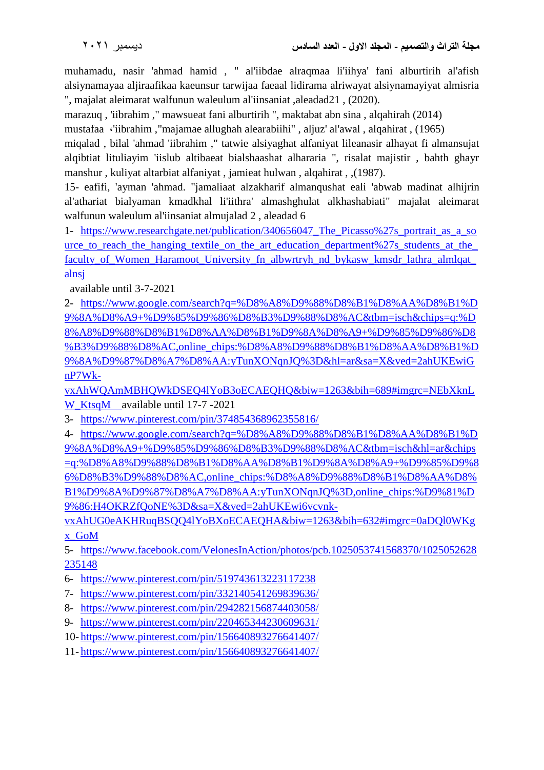muhamadu, nasir 'ahmad hamid , " al'iibdae alraqmaa li'iihya' fani alburtirih al'afish alsiynamayaa aljiraafikaa kaeunsur tarwijaa faeaal lidirama alriwayat alsiynamayiyat almisria ", majalat aleimarat walfunun waleulum al'iinsaniat ,aleadad21 , (2020).

marazuq , 'iibrahim ," mawsueat fani alburtirih ", maktabat abn sina , alqahirah (2014)

mustafaa ،'iibrahim ,"majamae allughah alearabiihi" , aljuz' al'awal , alqahirat , (1965)

miqalad , bilal 'ahmad 'iibrahim ," tatwie alsiyaghat alfaniyat lileanasir alhayat fi almansujat alqibtiat lituliayim 'iislub altibaeat bialshaashat alharaния ", risalat majistir , bahth ghayr manshur , kuliyat altarbiat alfaniyat , jamieat hulwan , alqahirat , ,(1987).

15- eafifi, 'ayman 'ahmad. "jamaliaat alzakharif almanqushat eali 'abwab madinat alhijrin al'athariat bialyaman kmadkhal li'iithra' almashghulat alkhashabiati" majalat aleimarat walfunun waleulum al'iinsaniat almujalad 2 , aleadad 6

1- https://www.researchgate.net/publication/340656047_The_Picasso%27s_portrait_as_a_source_to_reach_the_hanging_textile_on_the_art_education_department%27s_students_at_the_faculty_of_Women_Haramoot_University_fn_albwrtryh_nd_bykasw_kmsdr_lathra_almlqat_alnsj

available until 3-7-2021

2- https://www.google.com/search?q=%D8%A8%D9%88%D8%B1%D8%AA%D8%B1%D9%8A%D8%A9+%D9%85%D9%86%D8%B3%D9%88%D8%AC&tbm=isch&chips=q:%D8%A8%D9%88%D8%B1%D8%AA%D8%B1%D9%8A%D8%A9+%D9%85%D9%86%D8%B3%D9%88%D8%AC,online_chips:%D8%A8%D9%88%D8%B1%D8%AA%D8%B1%D9%8A%D9%87%D8%A7%D8%AA:yTunXONqnJQ%3D&hl=ar&sa=X&ved=2ahUKEwiGnP7Wk-vxAhWQAmMBHQWkDSEQ4lYoB3oECAEQHQ&biw=1263&bih=689#imgrc=NEbXknLW_KtsqM available until 17-7 -2021

3- https://www.pinterest.com/pin/374854368962355816/

4- https://www.google.com/search?q=%D8%A8%D9%88%D8%B1%D8%AA%D8%B1%D9%8A%D8%A9+%D9%85%D9%86%D8%B3%D9%88%D8%AC&tbm=isch&hl=ar&chips=q:%D8%A8%D9%88%D8%B1%D8%AA%D8%B1%D9%8A%D8%A9+%D9%85%D9%86%D8%B3%D9%88%D8%AC,online_chips:%D8%A8%D9%88%D8%B1%D8%AA%D8%B1%D9%8A%D9%87%D8%A7%D8%AA:yTunXONqnJQ%3D,online_chips:%D9%81%D9%86:H4OKRZfQoNE%3D&sa=X&ved=2ahUKEwi6vcvnk-vxAhUG0eAKHRuqBSQQ4lYoBXoECAEQHA&biw=1263&bih=632#imgrc=0aDQl0WKgx_GoM

5- https://www.facebook.com/VelonesInAction/photos/pcb.1025053741568370/1025052628235148

6- https://www.pinterest.com/pin/519743613223117238

7- https://www.pinterest.com/pin/332140541269839636/

8- https://www.pinterest.com/pin/294282156874403058/

9- https://www.pinterest.com/pin/220465344230609631/

10- https://www.pinterest.com/pin/156640893276641407/

11- https://www.pinterest.com/pin/156640893276641407/